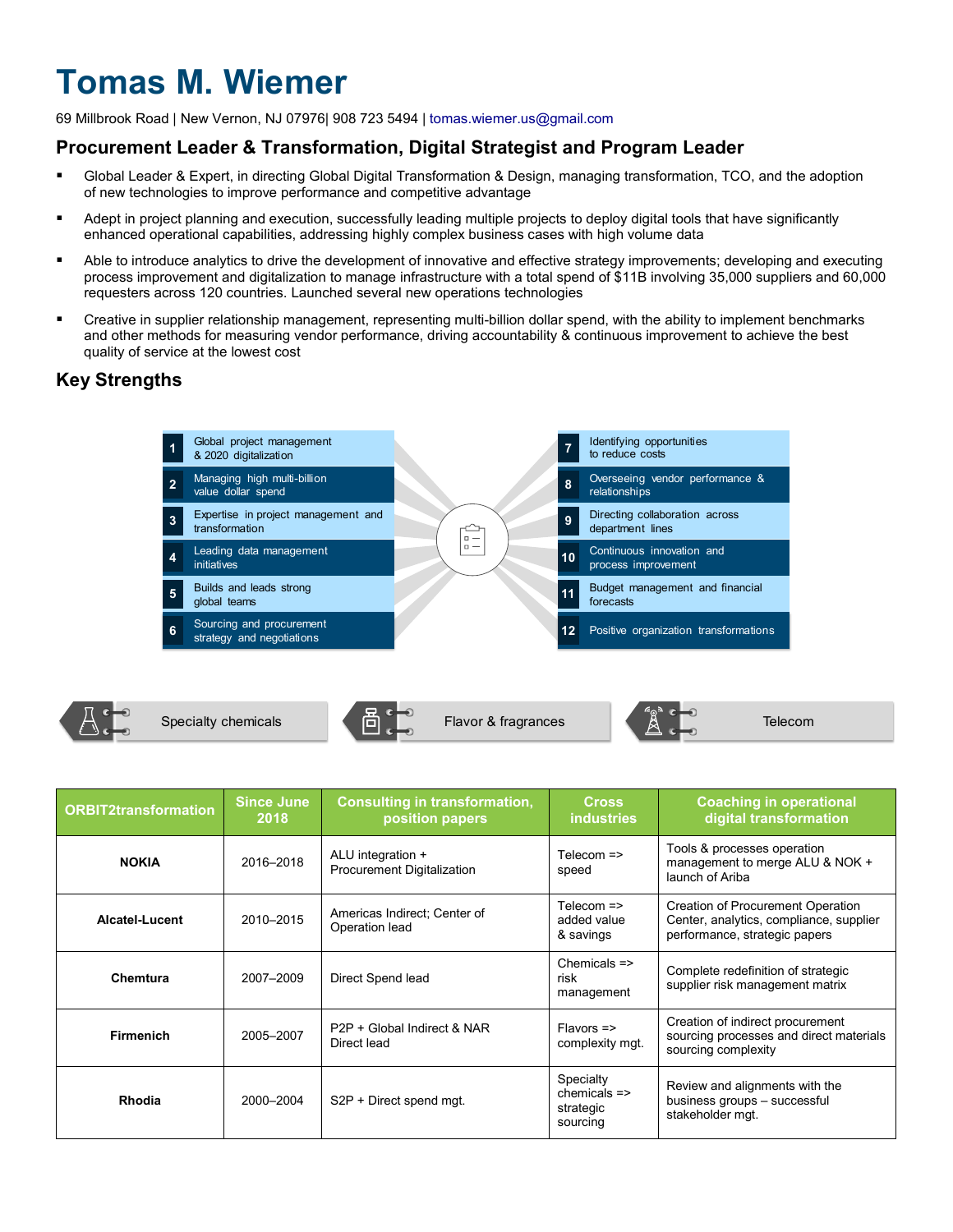# Tomas M. Wiemer

69 Millbrook Road | New Vernon, NJ 07976| 908 723 5494 | tomas.wiemer.us@gmail.com

## Procurement Leader & Transformation, Digital Strategist and Program Leader

- Global Leader & Expert, in directing Global Digital Transformation & Design, managing transformation, TCO, and the adoption of new technologies to improve performance and competitive advantage
- Adept in project planning and execution, successfully leading multiple projects to deploy digital tools that have significantly enhanced operational capabilities, addressing highly complex business cases with high volume data
- Able to introduce analytics to drive the development of innovative and effective strategy improvements; developing and executing process improvement and digitalization to manage infrastructure with a total spend of $11B involving 35,000 suppliers and 60,000 requesters across 120 countries. Launched several new operations technologies
- Creative in supplier relationship management, representing multi-billion dollar spend, with the ability to implement benchmarks and other methods for measuring vendor performance, driving accountability & continuous improvement to achieve the best quality of service at the lowest cost

## Key Strengths

1. Global project management & 2020 digitalization
2. Managing high multi-billion value dollar spend
3. Expertise in project management and transformation
4. Leading data management initiatives
5. Builds and leads strong global teams
6. Sourcing and procurement strategy and negotiations
7. Identifying opportunities to reduce costs
8. Overseeing vendor performance & relationships
9. Directing collaboration across department lines
10. Continuous innovation and process improvement
11. Budget management and financial forecasts
12. Positive organization transformations

Specialty chemicals | Flavor & fragrances | Telecom

| ORBIT2transformation | Since June 2018 | Consulting in transformation, position papers | Cross industries | Coaching in operational digital transformation |
|---|---|---|---|---|
| **NOKIA** | 2016–2018 | ALU integration + Procurement Digitalization | Telecom => speed | Tools & processes operation management to merge ALU & NOK + launch of Ariba |
| **Alcatel-Lucent** | 2010–2015 | Americas Indirect; Center of Operation lead | Telecom => added value & savings | Creation of Procurement Operation Center, analytics, compliance, supplier performance, strategic papers |
| **Chemtura** | 2007–2009 | Direct Spend lead | Chemicals => risk management | Complete redefinition of strategic supplier risk management matrix |
| **Firmenich** | 2005–2007 | P2P + Global Indirect & NAR Direct lead | Flavors => complexity mgt. | Creation of indirect procurement sourcing processes and direct materials sourcing complexity |
| **Rhodia** | 2000–2004 | S2P + Direct spend mgt. | Specialty chemicals => strategic sourcing | Review and alignments with the business groups – successful stakeholder mgt. |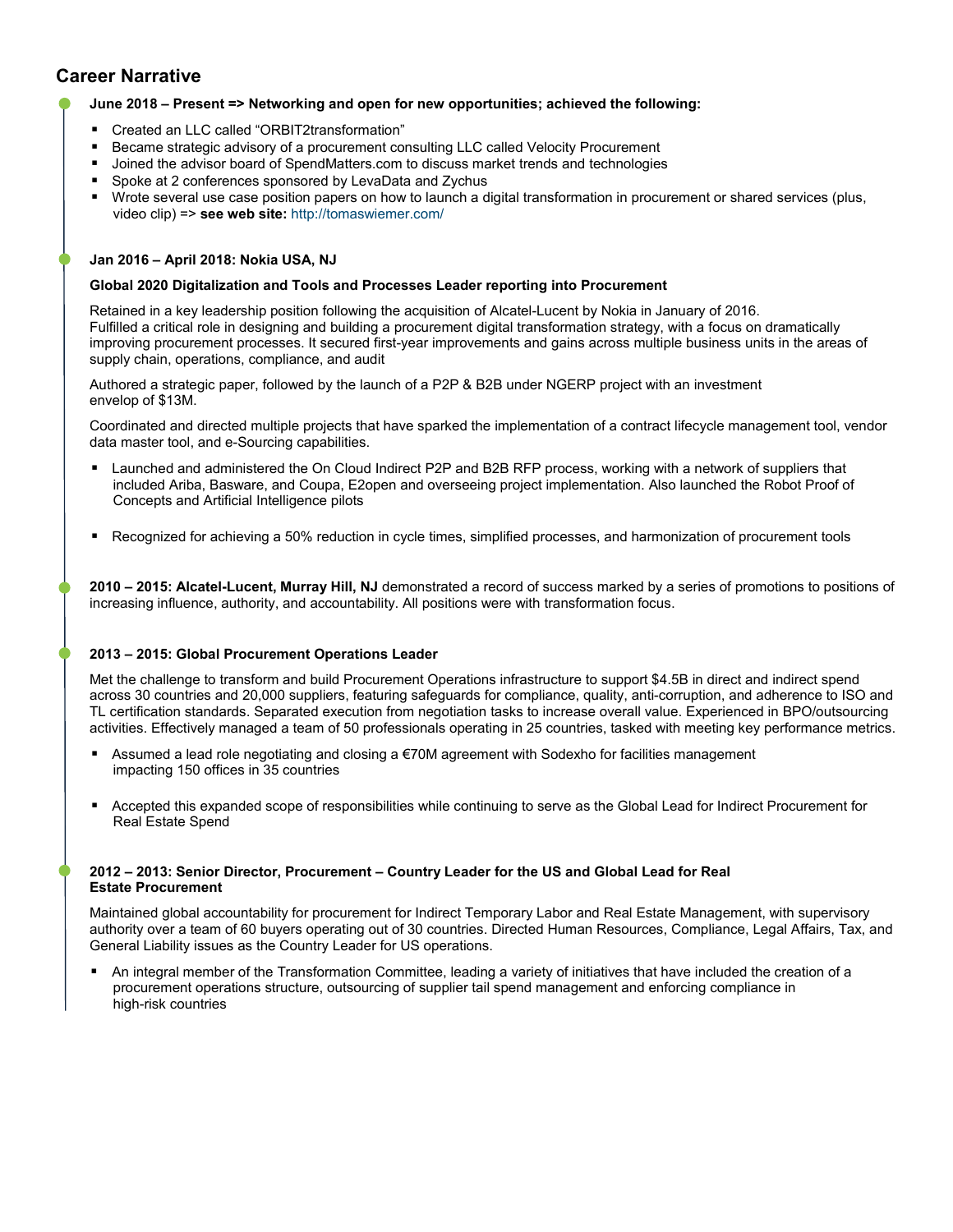## Career Narrative

**June 2018 – Present => Networking and open for new opportunities; achieved the following:**

- Created an LLC called "ORBIT2transformation"
- Became strategic advisory of a procurement consulting LLC called Velocity Procurement
- Joined the advisor board of SpendMatters.com to discuss market trends and technologies
- Spoke at 2 conferences sponsored by LevaData and Zychus
- Wrote several use case position papers on how to launch a digital transformation in procurement or shared services (plus, video clip) => **see web site:** http://tomaswiemer.com/

**Jan 2016 – April 2018: Nokia USA, NJ**

**Global 2020 Digitalization and Tools and Processes Leader reporting into Procurement**

Retained in a key leadership position following the acquisition of Alcatel-Lucent by Nokia in January of 2016. Fulfilled a critical role in designing and building a procurement digital transformation strategy, with a focus on dramatically improving procurement processes. It secured first-year improvements and gains across multiple business units in the areas of supply chain, operations, compliance, and audit

Authored a strategic paper, followed by the launch of a P2P & B2B under NGERP project with an investment envelop of $13M.

Coordinated and directed multiple projects that have sparked the implementation of a contract lifecycle management tool, vendor data master tool, and e-Sourcing capabilities.

- Launched and administered the On Cloud Indirect P2P and B2B RFP process, working with a network of suppliers that included Ariba, Basware, and Coupa, E2open and overseeing project implementation. Also launched the Robot Proof of Concepts and Artificial Intelligence pilots
- Recognized for achieving a 50% reduction in cycle times, simplified processes, and harmonization of procurement tools

**2010 – 2015: Alcatel-Lucent, Murray Hill, NJ** demonstrated a record of success marked by a series of promotions to positions of increasing influence, authority, and accountability. All positions were with transformation focus.

**2013 – 2015: Global Procurement Operations Leader**

Met the challenge to transform and build Procurement Operations infrastructure to support $4.5B in direct and indirect spend across 30 countries and 20,000 suppliers, featuring safeguards for compliance, quality, anti-corruption, and adherence to ISO and TL certification standards. Separated execution from negotiation tasks to increase overall value. Experienced in BPO/outsourcing activities. Effectively managed a team of 50 professionals operating in 25 countries, tasked with meeting key performance metrics.

- Assumed a lead role negotiating and closing a €70M agreement with Sodexho for facilities management impacting 150 offices in 35 countries
- Accepted this expanded scope of responsibilities while continuing to serve as the Global Lead for Indirect Procurement for Real Estate Spend

**2012 – 2013: Senior Director, Procurement – Country Leader for the US and Global Lead for Real Estate Procurement**

Maintained global accountability for procurement for Indirect Temporary Labor and Real Estate Management, with supervisory authority over a team of 60 buyers operating out of 30 countries. Directed Human Resources, Compliance, Legal Affairs, Tax, and General Liability issues as the Country Leader for US operations.

- An integral member of the Transformation Committee, leading a variety of initiatives that have included the creation of a procurement operations structure, outsourcing of supplier tail spend management and enforcing compliance in high-risk countries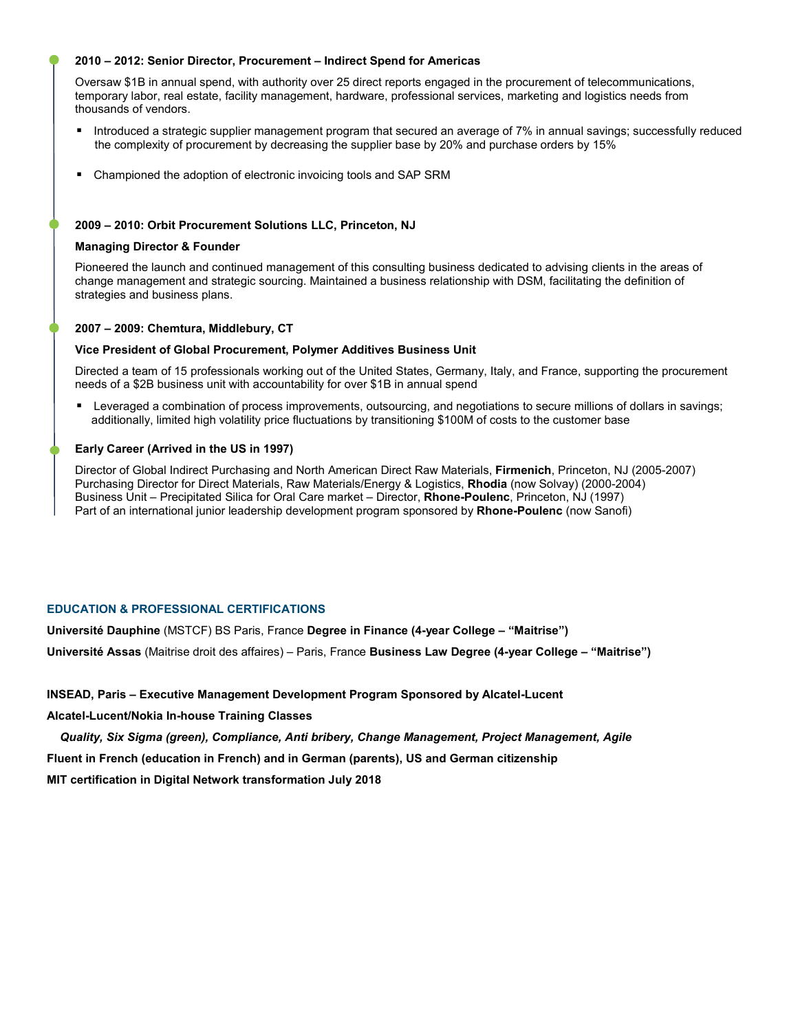**2010 – 2012: Senior Director, Procurement – Indirect Spend for Americas**

Oversaw $1B in annual spend, with authority over 25 direct reports engaged in the procurement of telecommunications, temporary labor, real estate, facility management, hardware, professional services, marketing and logistics needs from thousands of vendors.

- Introduced a strategic supplier management program that secured an average of 7% in annual savings; successfully reduced the complexity of procurement by decreasing the supplier base by 20% and purchase orders by 15%
- Championed the adoption of electronic invoicing tools and SAP SRM

**2009 – 2010: Orbit Procurement Solutions LLC, Princeton, NJ**

**Managing Director & Founder**

Pioneered the launch and continued management of this consulting business dedicated to advising clients in the areas of change management and strategic sourcing. Maintained a business relationship with DSM, facilitating the definition of strategies and business plans.

**2007 – 2009: Chemtura, Middlebury, CT**

**Vice President of Global Procurement, Polymer Additives Business Unit**

Directed a team of 15 professionals working out of the United States, Germany, Italy, and France, supporting the procurement needs of a $2B business unit with accountability for over $1B in annual spend

- Leveraged a combination of process improvements, outsourcing, and negotiations to secure millions of dollars in savings; additionally, limited high volatility price fluctuations by transitioning $100M of costs to the customer base

**Early Career (Arrived in the US in 1997)**

Director of Global Indirect Purchasing and North American Direct Raw Materials, **Firmenich**, Princeton, NJ (2005-2007)
Purchasing Director for Direct Materials, Raw Materials/Energy & Logistics, **Rhodia** (now Solvay) (2000-2004)
Business Unit – Precipitated Silica for Oral Care market – Director, **Rhone-Poulenc**, Princeton, NJ (1997)
Part of an international junior leadership development program sponsored by **Rhone-Poulenc** (now Sanofi)

## EDUCATION & PROFESSIONAL CERTIFICATIONS

**Université Dauphine** (MSTCF) BS Paris, France **Degree in Finance (4-year College – "Maitrise")**

**Université Assas** (Maitrise droit des affaires) – Paris, France **Business Law Degree (4-year College – "Maitrise")**

**INSEAD, Paris – Executive Management Development Program Sponsored by Alcatel-Lucent**

**Alcatel-Lucent/Nokia In-house Training Classes**

***Quality, Six Sigma (green), Compliance, Anti bribery, Change Management, Project Management, Agile***

**Fluent in French (education in French) and in German (parents), US and German citizenship**

**MIT certification in Digital Network transformation July 2018**